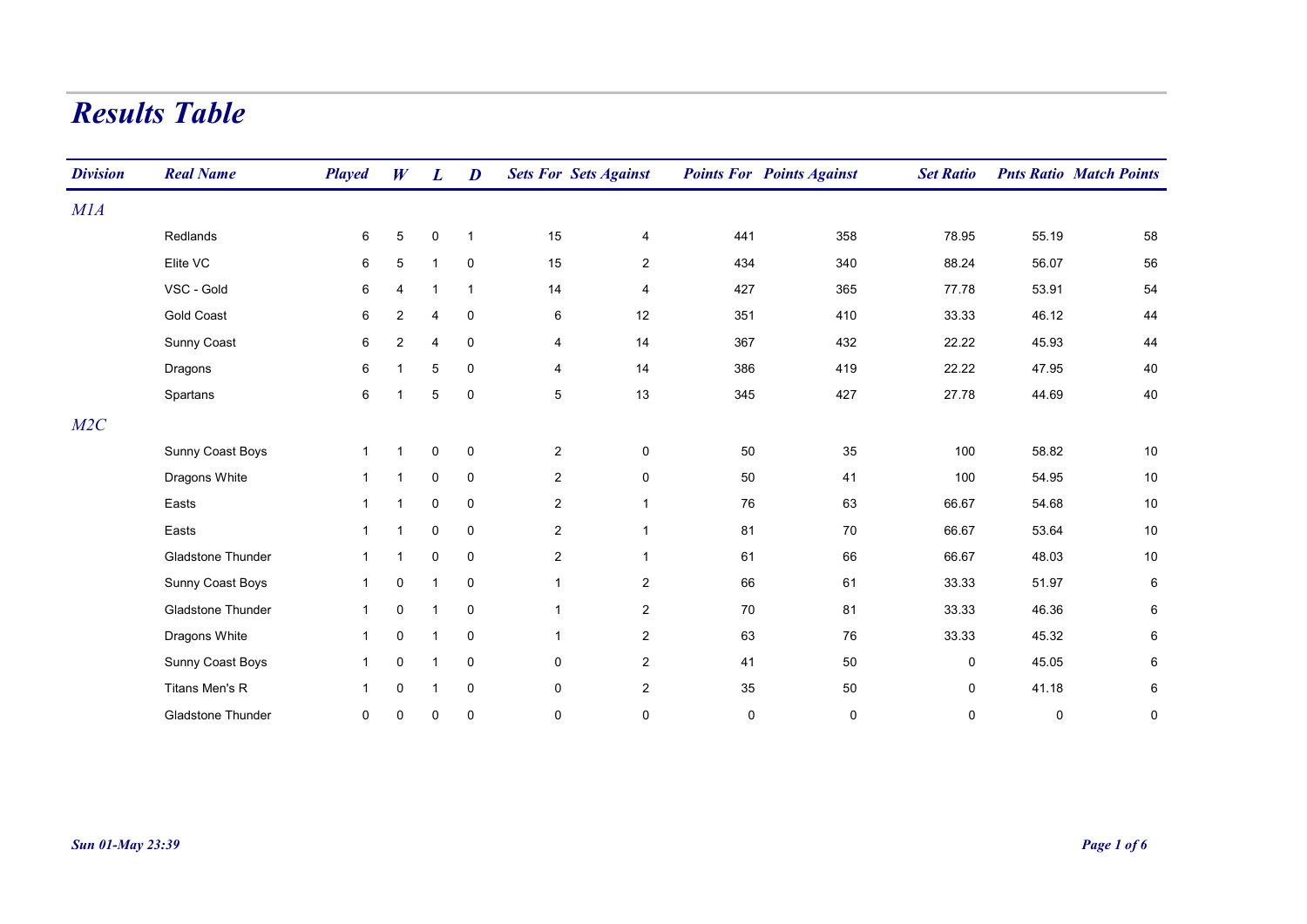# Results Table

| Division | Real Name | Played | W | L | D | Sets For | Sets Against | Points For | Points Against | Set Ratio | Pnts Ratio | Match Points |
|---|---|---|---|---|---|---|---|---|---|---|---|---|
| *M1A* | | | | | | | | | | | | |
| | Redlands | 6 | 5 | 0 | 1 | 15 | 4 | 441 | 358 | 78.95 | 55.19 | 58 |
| | Elite VC | 6 | 5 | 1 | 0 | 15 | 2 | 434 | 340 | 88.24 | 56.07 | 56 |
| | VSC - Gold | 6 | 4 | 1 | 1 | 14 | 4 | 427 | 365 | 77.78 | 53.91 | 54 |
| | Gold Coast | 6 | 2 | 4 | 0 | 6 | 12 | 351 | 410 | 33.33 | 46.12 | 44 |
| | Sunny Coast | 6 | 2 | 4 | 0 | 4 | 14 | 367 | 432 | 22.22 | 45.93 | 44 |
| | Dragons | 6 | 1 | 5 | 0 | 4 | 14 | 386 | 419 | 22.22 | 47.95 | 40 |
| | Spartans | 6 | 1 | 5 | 0 | 5 | 13 | 345 | 427 | 27.78 | 44.69 | 40 |
| *M2C* | | | | | | | | | | | | |
| | Sunny Coast Boys | 1 | 1 | 0 | 0 | 2 | 0 | 50 | 35 | 100 | 58.82 | 10 |
| | Dragons White | 1 | 1 | 0 | 0 | 2 | 0 | 50 | 41 | 100 | 54.95 | 10 |
| | Easts | 1 | 1 | 0 | 0 | 2 | 1 | 76 | 63 | 66.67 | 54.68 | 10 |
| | Easts | 1 | 1 | 0 | 0 | 2 | 1 | 81 | 70 | 66.67 | 53.64 | 10 |
| | Gladstone Thunder | 1 | 1 | 0 | 0 | 2 | 1 | 61 | 66 | 66.67 | 48.03 | 10 |
| | Sunny Coast Boys | 1 | 0 | 1 | 0 | 1 | 2 | 66 | 61 | 33.33 | 51.97 | 6 |
| | Gladstone Thunder | 1 | 0 | 1 | 0 | 1 | 2 | 70 | 81 | 33.33 | 46.36 | 6 |
| | Dragons White | 1 | 0 | 1 | 0 | 1 | 2 | 63 | 76 | 33.33 | 45.32 | 6 |
| | Sunny Coast Boys | 1 | 0 | 1 | 0 | 0 | 2 | 41 | 50 | 0 | 45.05 | 6 |
| | Titans Men's R | 1 | 0 | 1 | 0 | 0 | 2 | 35 | 50 | 0 | 41.18 | 6 |
| | Gladstone Thunder | 0 | 0 | 0 | 0 | 0 | 0 | 0 | 0 | 0 | 0 | 0 |

*Sun 01-May 23:39*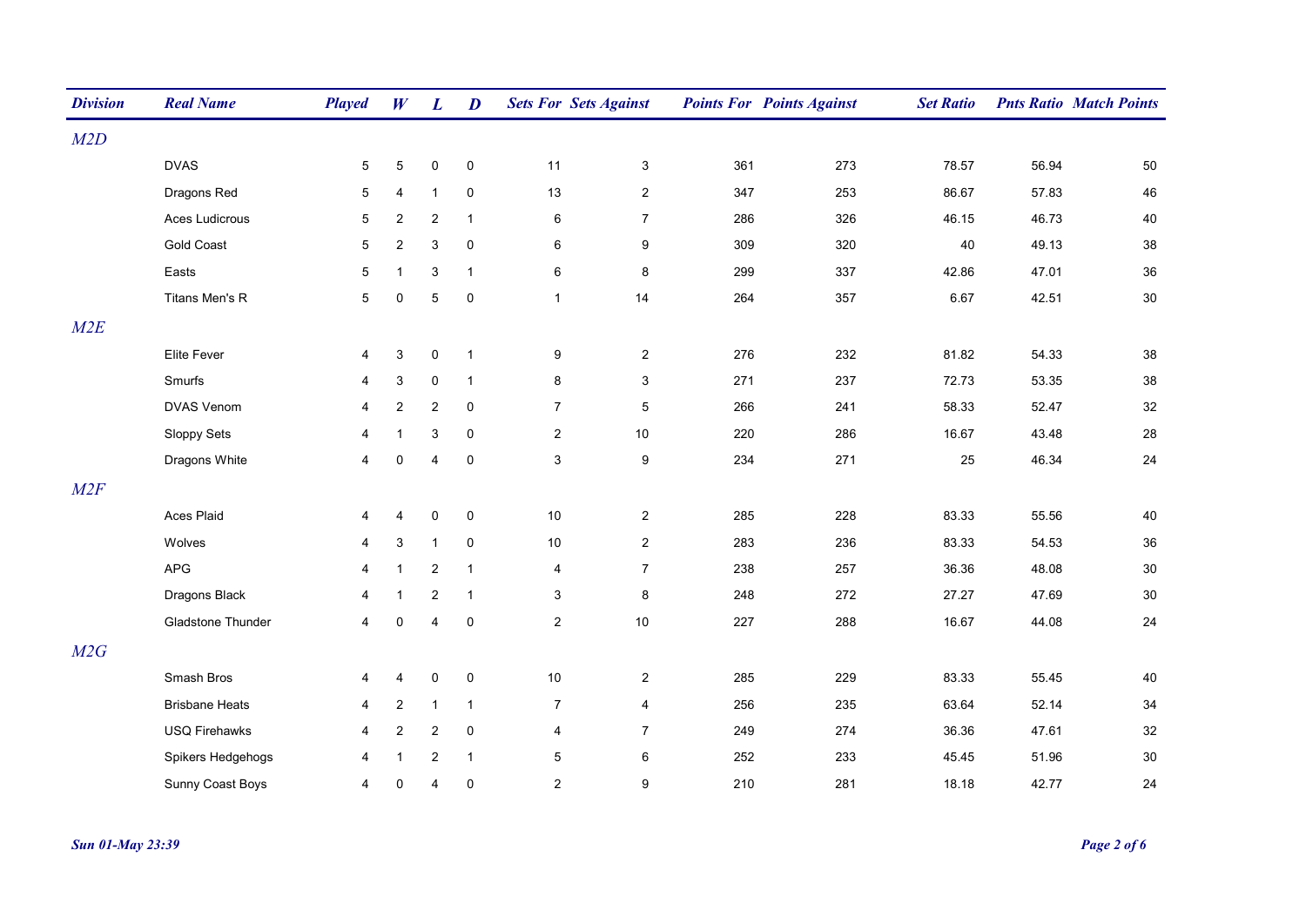| Division | Real Name | Played | W | L | D | Sets For | Sets Against | Points For | Points Against | Set Ratio | Pnts Ratio | Match Points |
|---|---|---|---|---|---|---|---|---|---|---|---|---|
| M2D | | | | | | | | | | | | |
| | DVAS | 5 | 5 | 0 | 0 | 11 | 3 | 361 | 273 | 78.57 | 56.94 | 50 |
| | Dragons Red | 5 | 4 | 1 | 0 | 13 | 2 | 347 | 253 | 86.67 | 57.83 | 46 |
| | Aces Ludicrous | 5 | 2 | 2 | 1 | 6 | 7 | 286 | 326 | 46.15 | 46.73 | 40 |
| | Gold Coast | 5 | 2 | 3 | 0 | 6 | 9 | 309 | 320 | 40 | 49.13 | 38 |
| | Easts | 5 | 1 | 3 | 1 | 6 | 8 | 299 | 337 | 42.86 | 47.01 | 36 |
| | Titans Men's R | 5 | 0 | 5 | 0 | 1 | 14 | 264 | 357 | 6.67 | 42.51 | 30 |
| M2E | | | | | | | | | | | | |
| | Elite Fever | 4 | 3 | 0 | 1 | 9 | 2 | 276 | 232 | 81.82 | 54.33 | 38 |
| | Smurfs | 4 | 3 | 0 | 1 | 8 | 3 | 271 | 237 | 72.73 | 53.35 | 38 |
| | DVAS Venom | 4 | 2 | 2 | 0 | 7 | 5 | 266 | 241 | 58.33 | 52.47 | 32 |
| | Sloppy Sets | 4 | 1 | 3 | 0 | 2 | 10 | 220 | 286 | 16.67 | 43.48 | 28 |
| | Dragons White | 4 | 0 | 4 | 0 | 3 | 9 | 234 | 271 | 25 | 46.34 | 24 |
| M2F | | | | | | | | | | | | |
| | Aces Plaid | 4 | 4 | 0 | 0 | 10 | 2 | 285 | 228 | 83.33 | 55.56 | 40 |
| | Wolves | 4 | 3 | 1 | 0 | 10 | 2 | 283 | 236 | 83.33 | 54.53 | 36 |
| | APG | 4 | 1 | 2 | 1 | 4 | 7 | 238 | 257 | 36.36 | 48.08 | 30 |
| | Dragons Black | 4 | 1 | 2 | 1 | 3 | 8 | 248 | 272 | 27.27 | 47.69 | 30 |
| | Gladstone Thunder | 4 | 0 | 4 | 0 | 2 | 10 | 227 | 288 | 16.67 | 44.08 | 24 |
| M2G | | | | | | | | | | | | |
| | Smash Bros | 4 | 4 | 0 | 0 | 10 | 2 | 285 | 229 | 83.33 | 55.45 | 40 |
| | Brisbane Heats | 4 | 2 | 1 | 1 | 7 | 4 | 256 | 235 | 63.64 | 52.14 | 34 |
| | USQ Firehawks | 4 | 2 | 2 | 0 | 4 | 7 | 249 | 274 | 36.36 | 47.61 | 32 |
| | Spikers Hedgehogs | 4 | 1 | 2 | 1 | 5 | 6 | 252 | 233 | 45.45 | 51.96 | 30 |
| | Sunny Coast Boys | 4 | 0 | 4 | 0 | 2 | 9 | 210 | 281 | 18.18 | 42.77 | 24 |

*Sun 01-May 23:39*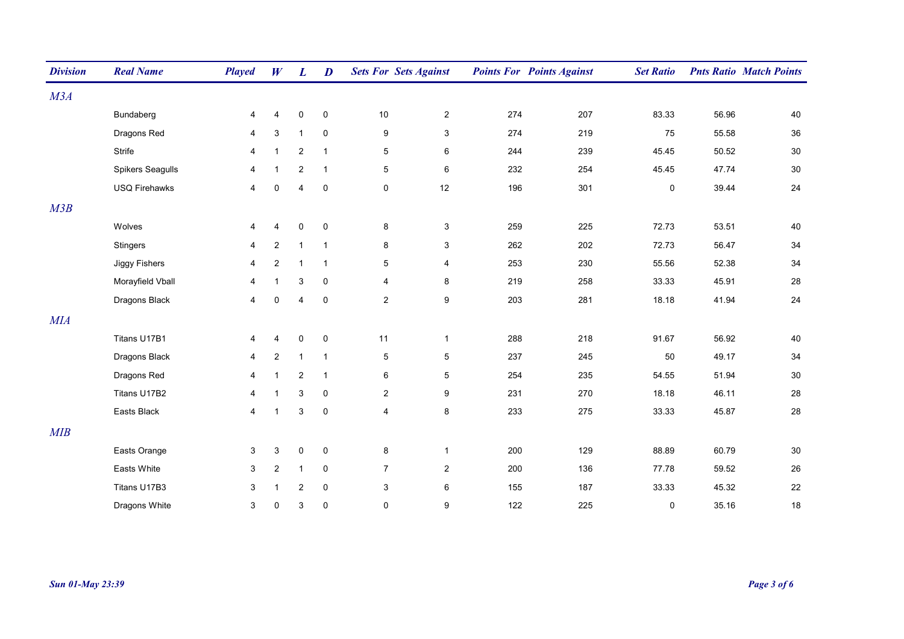| Division | Real Name | Played | W | L | D | Sets For | Sets Against | Points For | Points Against | Set Ratio | Pnts Ratio | Match Points |
|---|---|---|---|---|---|---|---|---|---|---|---|---|
| *M3A* | | | | | | | | | | | | |
| | Bundaberg | 4 | 4 | 0 | 0 | 10 | 2 | 274 | 207 | 83.33 | 56.96 | 40 |
| | Dragons Red | 4 | 3 | 1 | 0 | 9 | 3 | 274 | 219 | 75 | 55.58 | 36 |
| | Strife | 4 | 1 | 2 | 1 | 5 | 6 | 244 | 239 | 45.45 | 50.52 | 30 |
| | Spikers Seagulls | 4 | 1 | 2 | 1 | 5 | 6 | 232 | 254 | 45.45 | 47.74 | 30 |
| | USQ Firehawks | 4 | 0 | 4 | 0 | 0 | 12 | 196 | 301 | 0 | 39.44 | 24 |
| *M3B* | | | | | | | | | | | | |
| | Wolves | 4 | 4 | 0 | 0 | 8 | 3 | 259 | 225 | 72.73 | 53.51 | 40 |
| | Stingers | 4 | 2 | 1 | 1 | 8 | 3 | 262 | 202 | 72.73 | 56.47 | 34 |
| | Jiggy Fishers | 4 | 2 | 1 | 1 | 5 | 4 | 253 | 230 | 55.56 | 52.38 | 34 |
| | Morayfield Vball | 4 | 1 | 3 | 0 | 4 | 8 | 219 | 258 | 33.33 | 45.91 | 28 |
| | Dragons Black | 4 | 0 | 4 | 0 | 2 | 9 | 203 | 281 | 18.18 | 41.94 | 24 |
| *MIA* | | | | | | | | | | | | |
| | Titans U17B1 | 4 | 4 | 0 | 0 | 11 | 1 | 288 | 218 | 91.67 | 56.92 | 40 |
| | Dragons Black | 4 | 2 | 1 | 1 | 5 | 5 | 237 | 245 | 50 | 49.17 | 34 |
| | Dragons Red | 4 | 1 | 2 | 1 | 6 | 5 | 254 | 235 | 54.55 | 51.94 | 30 |
| | Titans U17B2 | 4 | 1 | 3 | 0 | 2 | 9 | 231 | 270 | 18.18 | 46.11 | 28 |
| | Easts Black | 4 | 1 | 3 | 0 | 4 | 8 | 233 | 275 | 33.33 | 45.87 | 28 |
| *MIB* | | | | | | | | | | | | |
| | Easts Orange | 3 | 3 | 0 | 0 | 8 | 1 | 200 | 129 | 88.89 | 60.79 | 30 |
| | Easts White | 3 | 2 | 1 | 0 | 7 | 2 | 200 | 136 | 77.78 | 59.52 | 26 |
| | Titans U17B3 | 3 | 1 | 2 | 0 | 3 | 6 | 155 | 187 | 33.33 | 45.32 | 22 |
| | Dragons White | 3 | 0 | 3 | 0 | 0 | 9 | 122 | 225 | 0 | 35.16 | 18 |

*Sun 01-May 23:39*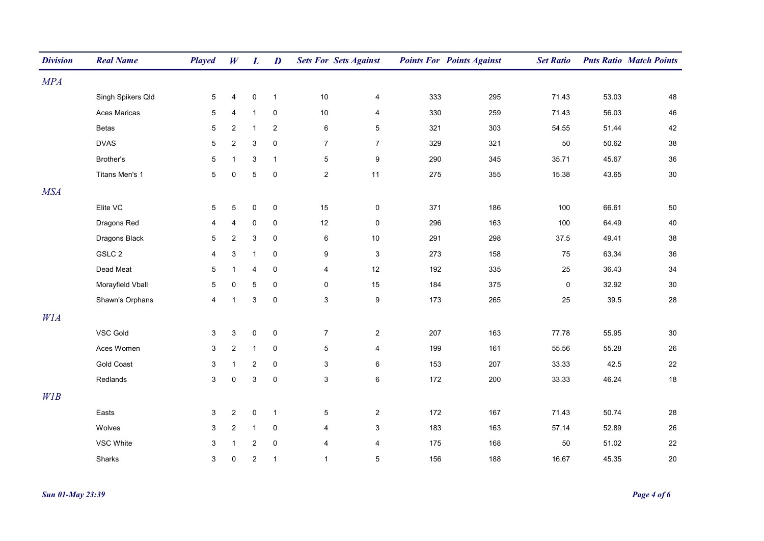| Division | Real Name | Played | W | L | D | Sets For | Sets Against | Points For | Points Against | Set Ratio | Pnts Ratio | Match Points |
|---|---|---|---|---|---|---|---|---|---|---|---|---|
| *MPA* | | | | | | | | | | | | |
| | Singh Spikers Qld | 5 | 4 | 0 | 1 | 10 | 4 | 333 | 295 | 71.43 | 53.03 | 48 |
| | Aces Maricas | 5 | 4 | 1 | 0 | 10 | 4 | 330 | 259 | 71.43 | 56.03 | 46 |
| | Betas | 5 | 2 | 1 | 2 | 6 | 5 | 321 | 303 | 54.55 | 51.44 | 42 |
| | DVAS | 5 | 2 | 3 | 0 | 7 | 7 | 329 | 321 | 50 | 50.62 | 38 |
| | Brother's | 5 | 1 | 3 | 1 | 5 | 9 | 290 | 345 | 35.71 | 45.67 | 36 |
| | Titans Men's 1 | 5 | 0 | 5 | 0 | 2 | 11 | 275 | 355 | 15.38 | 43.65 | 30 |
| *MSA* | | | | | | | | | | | | |
| | Elite VC | 5 | 5 | 0 | 0 | 15 | 0 | 371 | 186 | 100 | 66.61 | 50 |
| | Dragons Red | 4 | 4 | 0 | 0 | 12 | 0 | 296 | 163 | 100 | 64.49 | 40 |
| | Dragons Black | 5 | 2 | 3 | 0 | 6 | 10 | 291 | 298 | 37.5 | 49.41 | 38 |
| | GSLC 2 | 4 | 3 | 1 | 0 | 9 | 3 | 273 | 158 | 75 | 63.34 | 36 |
| | Dead Meat | 5 | 1 | 4 | 0 | 4 | 12 | 192 | 335 | 25 | 36.43 | 34 |
| | Morayfield Vball | 5 | 0 | 5 | 0 | 0 | 15 | 184 | 375 | 0 | 32.92 | 30 |
| | Shawn's Orphans | 4 | 1 | 3 | 0 | 3 | 9 | 173 | 265 | 25 | 39.5 | 28 |
| *W1A* | | | | | | | | | | | | |
| | VSC Gold | 3 | 3 | 0 | 0 | 7 | 2 | 207 | 163 | 77.78 | 55.95 | 30 |
| | Aces Women | 3 | 2 | 1 | 0 | 5 | 4 | 199 | 161 | 55.56 | 55.28 | 26 |
| | Gold Coast | 3 | 1 | 2 | 0 | 3 | 6 | 153 | 207 | 33.33 | 42.5 | 22 |
| | Redlands | 3 | 0 | 3 | 0 | 3 | 6 | 172 | 200 | 33.33 | 46.24 | 18 |
| *W1B* | | | | | | | | | | | | |
| | Easts | 3 | 2 | 0 | 1 | 5 | 2 | 172 | 167 | 71.43 | 50.74 | 28 |
| | Wolves | 3 | 2 | 1 | 0 | 4 | 3 | 183 | 163 | 57.14 | 52.89 | 26 |
| | VSC White | 3 | 1 | 2 | 0 | 4 | 4 | 175 | 168 | 50 | 51.02 | 22 |
| | Sharks | 3 | 0 | 2 | 1 | 1 | 5 | 156 | 188 | 16.67 | 45.35 | 20 |

*Sun 01-May 23:39*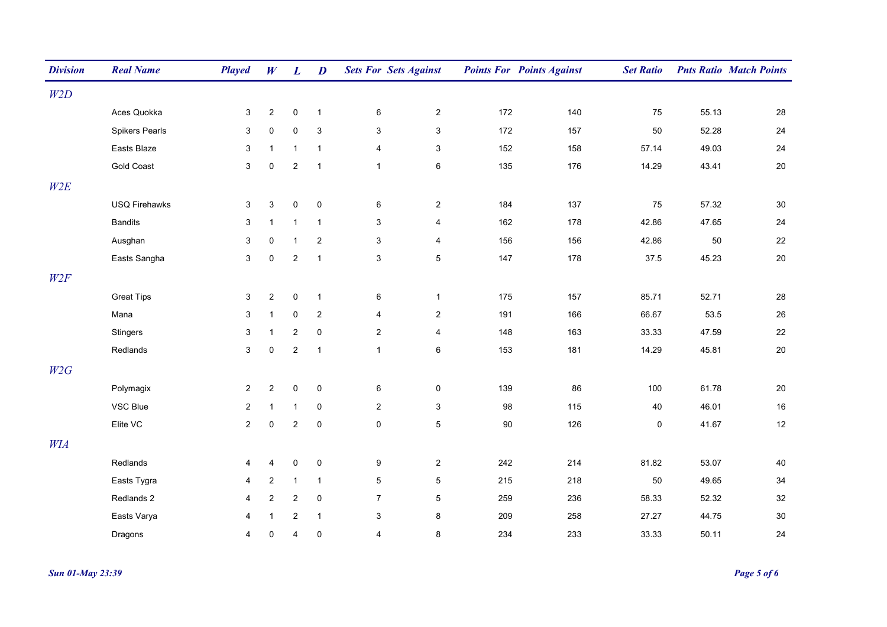| Division | Real Name | Played | W | L | D | Sets For | Sets Against | Points For | Points Against | Set Ratio | Pnts Ratio | Match Points |
|---|---|---|---|---|---|---|---|---|---|---|---|---|
| W2D | | | | | | | | | | | | |
| | Aces Quokka | 3 | 2 | 0 | 1 | 6 | 2 | 172 | 140 | 75 | 55.13 | 28 |
| | Spikers Pearls | 3 | 0 | 0 | 3 | 3 | 3 | 172 | 157 | 50 | 52.28 | 24 |
| | Easts Blaze | 3 | 1 | 1 | 1 | 4 | 3 | 152 | 158 | 57.14 | 49.03 | 24 |
| | Gold Coast | 3 | 0 | 2 | 1 | 1 | 6 | 135 | 176 | 14.29 | 43.41 | 20 |
| W2E | | | | | | | | | | | | |
| | USQ Firehawks | 3 | 3 | 0 | 0 | 6 | 2 | 184 | 137 | 75 | 57.32 | 30 |
| | Bandits | 3 | 1 | 1 | 1 | 3 | 4 | 162 | 178 | 42.86 | 47.65 | 24 |
| | Ausghan | 3 | 0 | 1 | 2 | 3 | 4 | 156 | 156 | 42.86 | 50 | 22 |
| | Easts Sangha | 3 | 0 | 2 | 1 | 3 | 5 | 147 | 178 | 37.5 | 45.23 | 20 |
| W2F | | | | | | | | | | | | |
| | Great Tips | 3 | 2 | 0 | 1 | 6 | 1 | 175 | 157 | 85.71 | 52.71 | 28 |
| | Mana | 3 | 1 | 0 | 2 | 4 | 2 | 191 | 166 | 66.67 | 53.5 | 26 |
| | Stingers | 3 | 1 | 2 | 0 | 2 | 4 | 148 | 163 | 33.33 | 47.59 | 22 |
| | Redlands | 3 | 0 | 2 | 1 | 1 | 6 | 153 | 181 | 14.29 | 45.81 | 20 |
| W2G | | | | | | | | | | | | |
| | Polymagix | 2 | 2 | 0 | 0 | 6 | 0 | 139 | 86 | 100 | 61.78 | 20 |
| | VSC Blue | 2 | 1 | 1 | 0 | 2 | 3 | 98 | 115 | 40 | 46.01 | 16 |
| | Elite VC | 2 | 0 | 2 | 0 | 0 | 5 | 90 | 126 | 0 | 41.67 | 12 |
| WIA | | | | | | | | | | | | |
| | Redlands | 4 | 4 | 0 | 0 | 9 | 2 | 242 | 214 | 81.82 | 53.07 | 40 |
| | Easts Tygra | 4 | 2 | 1 | 1 | 5 | 5 | 215 | 218 | 50 | 49.65 | 34 |
| | Redlands 2 | 4 | 2 | 2 | 0 | 7 | 5 | 259 | 236 | 58.33 | 52.32 | 32 |
| | Easts Varya | 4 | 1 | 2 | 1 | 3 | 8 | 209 | 258 | 27.27 | 44.75 | 30 |
| | Dragons | 4 | 0 | 4 | 0 | 4 | 8 | 234 | 233 | 33.33 | 50.11 | 24 |

*Sun 01-May 23:39*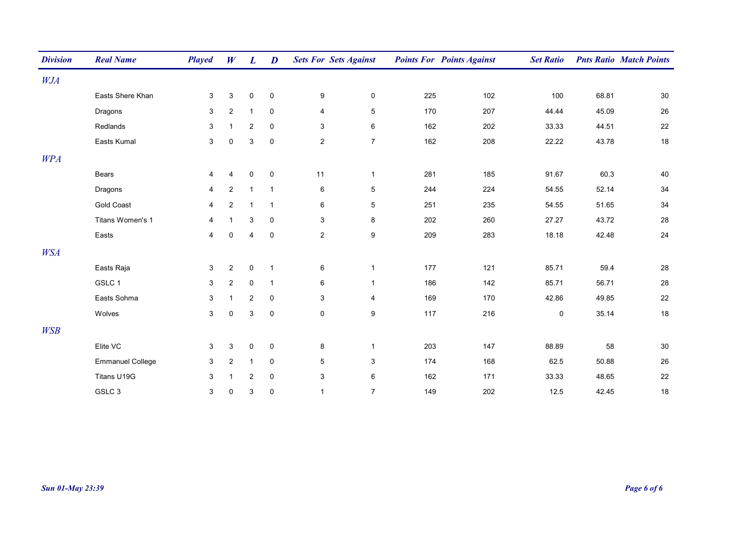| Division | Real Name | Played | W | L | D | Sets For | Sets Against | Points For | Points Against | Set Ratio | Pnts Ratio | Match Points |
|---|---|---|---|---|---|---|---|---|---|---|---|---|
| *WJA* | | | | | | | | | | | | |
| | Easts Shere Khan | 3 | 3 | 0 | 0 | 9 | 0 | 225 | 102 | 100 | 68.81 | 30 |
| | Dragons | 3 | 2 | 1 | 0 | 4 | 5 | 170 | 207 | 44.44 | 45.09 | 26 |
| | Redlands | 3 | 1 | 2 | 0 | 3 | 6 | 162 | 202 | 33.33 | 44.51 | 22 |
| | Easts Kumal | 3 | 0 | 3 | 0 | 2 | 7 | 162 | 208 | 22.22 | 43.78 | 18 |
| *WPA* | | | | | | | | | | | | |
| | Bears | 4 | 4 | 0 | 0 | 11 | 1 | 281 | 185 | 91.67 | 60.3 | 40 |
| | Dragons | 4 | 2 | 1 | 1 | 6 | 5 | 244 | 224 | 54.55 | 52.14 | 34 |
| | Gold Coast | 4 | 2 | 1 | 1 | 6 | 5 | 251 | 235 | 54.55 | 51.65 | 34 |
| | Titans Women's 1 | 4 | 1 | 3 | 0 | 3 | 8 | 202 | 260 | 27.27 | 43.72 | 28 |
| | Easts | 4 | 0 | 4 | 0 | 2 | 9 | 209 | 283 | 18.18 | 42.48 | 24 |
| *WSA* | | | | | | | | | | | | |
| | Easts Raja | 3 | 2 | 0 | 1 | 6 | 1 | 177 | 121 | 85.71 | 59.4 | 28 |
| | GSLC 1 | 3 | 2 | 0 | 1 | 6 | 1 | 186 | 142 | 85.71 | 56.71 | 28 |
| | Easts Sohma | 3 | 1 | 2 | 0 | 3 | 4 | 169 | 170 | 42.86 | 49.85 | 22 |
| | Wolves | 3 | 0 | 3 | 0 | 0 | 9 | 117 | 216 | 0 | 35.14 | 18 |
| *WSB* | | | | | | | | | | | | |
| | Elite VC | 3 | 3 | 0 | 0 | 8 | 1 | 203 | 147 | 88.89 | 58 | 30 |
| | Emmanuel College | 3 | 2 | 1 | 0 | 5 | 3 | 174 | 168 | 62.5 | 50.88 | 26 |
| | Titans U19G | 3 | 1 | 2 | 0 | 3 | 6 | 162 | 171 | 33.33 | 48.65 | 22 |
| | GSLC 3 | 3 | 0 | 3 | 0 | 1 | 7 | 149 | 202 | 12.5 | 42.45 | 18 |

*Sun 01-May 23:39*